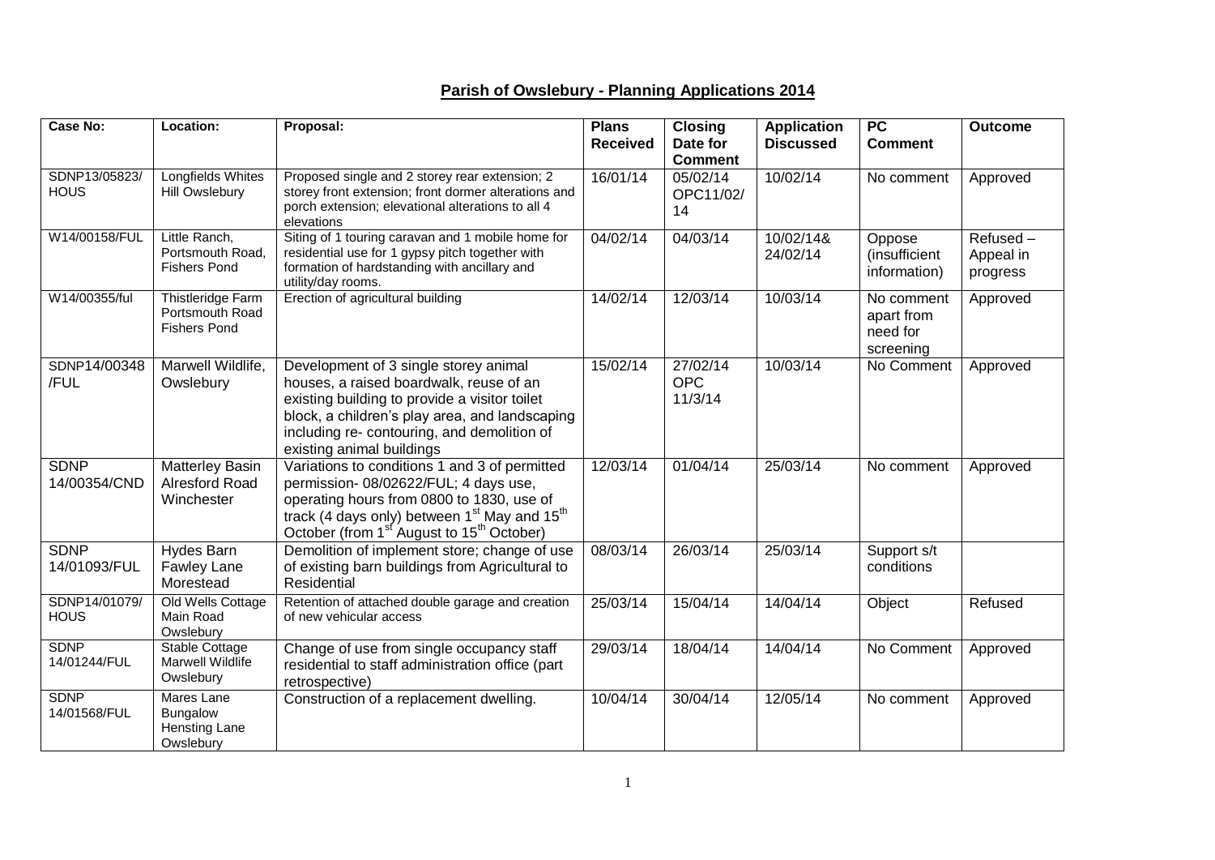# **Parish of Owslebury - Planning Applications 2014**

| Case No: | Location: | Proposal: | Plans Received | Closing Date for Comment | Application Discussed | PC Comment | Outcome |
|---|---|---|---|---|---|---|---|
| SDNP13/05823/HOUS | Longfields Whites Hill Owslebury | Proposed single and 2 storey rear extension; 2 storey front extension; front dormer alterations and porch extension; elevational alterations to all 4 elevations | 16/01/14 | 05/02/14 OPC11/02/14 | 10/02/14 | No comment | Approved |
| W14/00158/FUL | Little Ranch, Portsmouth Road, Fishers Pond | Siting of 1 touring caravan and 1 mobile home for residential use for 1 gypsy pitch together with formation of hardstanding with ancillary and utility/day rooms. | 04/02/14 | 04/03/14 | 10/02/14& 24/02/14 | Oppose (insufficient information) | Refused – Appeal in progress |
| W14/00355/ful | Thistleridge Farm Portsmouth Road Fishers Pond | Erection of agricultural building | 14/02/14 | 12/03/14 | 10/03/14 | No comment apart from need for screening | Approved |
| SDNP14/00348/FUL | Marwell Wildlife, Owslebury | Development of 3 single storey animal houses, a raised boardwalk, reuse of an existing building to provide a visitor toilet block, a children's play area, and landscaping including re- contouring, and demolition of existing animal buildings | 15/02/14 | 27/02/14 OPC 11/3/14 | 10/03/14 | No Comment | Approved |
| SDNP 14/00354/CND | Matterley Basin Alresford Road Winchester | Variations to conditions 1 and 3 of permitted permission- 08/02622/FUL; 4 days use, operating hours from 0800 to 1830, use of track (4 days only) between 1st May and 15th October (from 1st August to 15th October) | 12/03/14 | 01/04/14 | 25/03/14 | No comment | Approved |
| SDNP 14/01093/FUL | Hydes Barn Fawley Lane Morestead | Demolition of implement store; change of use of existing barn buildings from Agricultural to Residential | 08/03/14 | 26/03/14 | 25/03/14 | Support s/t conditions | |
| SDNP14/01079/HOUS | Old Wells Cottage Main Road Owslebury | Retention of attached double garage and creation of new vehicular access | 25/03/14 | 15/04/14 | 14/04/14 | Object | Refused |
| SDNP 14/01244/FUL | Stable Cottage Marwell Wildlife Owslebury | Change of use from single occupancy staff residential to staff administration office (part retrospective) | 29/03/14 | 18/04/14 | 14/04/14 | No Comment | Approved |
| SDNP 14/01568/FUL | Mares Lane Bungalow Hensting Lane Owslebury | Construction of a replacement dwelling. | 10/04/14 | 30/04/14 | 12/05/14 | No comment | Approved |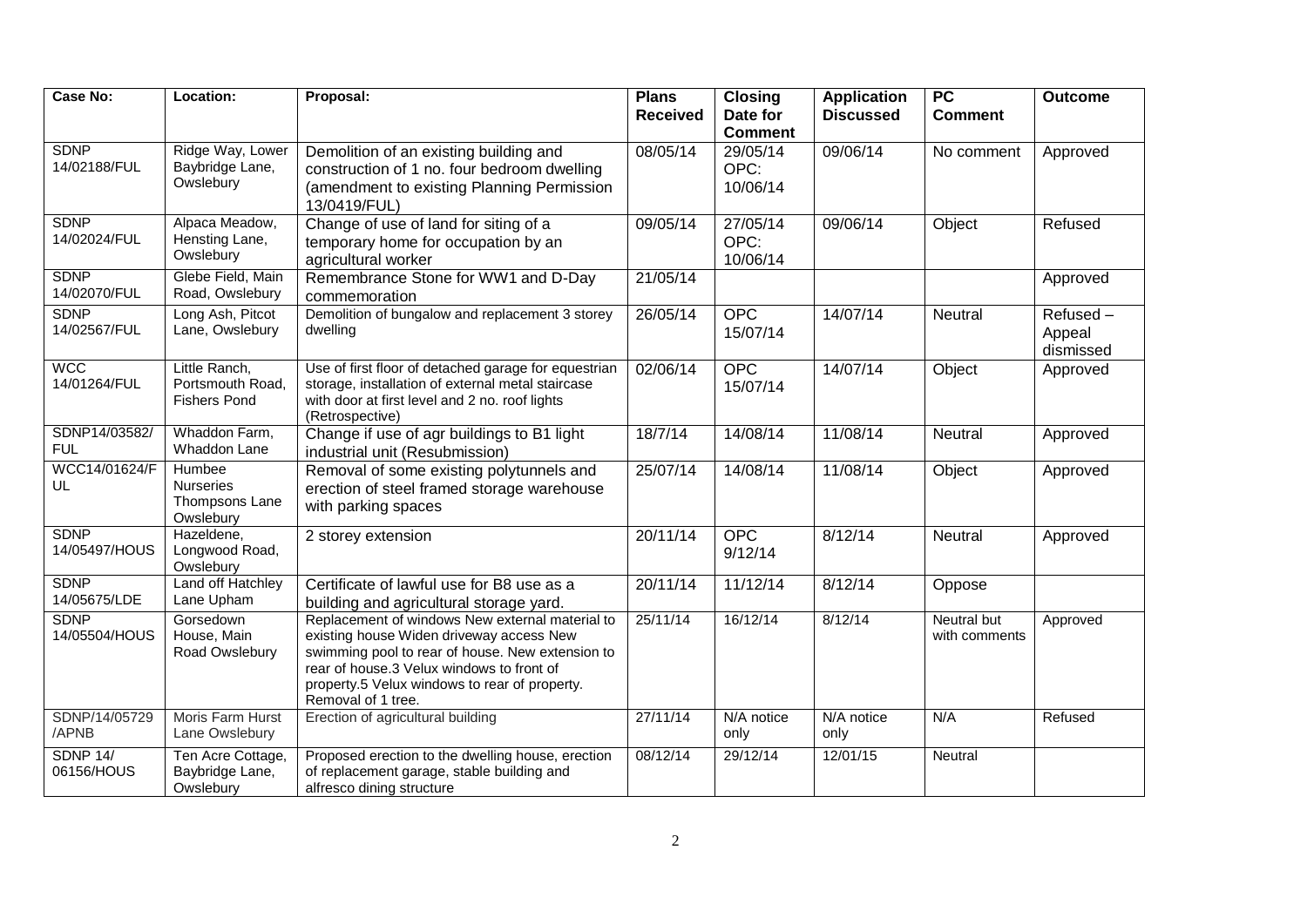| Case No: | Location: | Proposal: | Plans Received | Closing Date for Comment | Application Discussed | PC Comment | Outcome |
|---|---|---|---|---|---|---|---|
| SDNP 14/02188/FUL | Ridge Way, Lower Baybridge Lane, Owslebury | Demolition of an existing building and construction of 1 no. four bedroom dwelling (amendment to existing Planning Permission 13/0419/FUL) | 08/05/14 | 29/05/14 OPC: 10/06/14 | 09/06/14 | No comment | Approved |
| SDNP 14/02024/FUL | Alpaca Meadow, Hensting Lane, Owslebury | Change of use of land for siting of a temporary home for occupation by an agricultural worker | 09/05/14 | 27/05/14 OPC: 10/06/14 | 09/06/14 | Object | Refused |
| SDNP 14/02070/FUL | Glebe Field, Main Road, Owslebury | Remembrance Stone for WW1 and D-Day commemoration | 21/05/14 | | | | Approved |
| SDNP 14/02567/FUL | Long Ash, Pitcot Lane, Owslebury | Demolition of bungalow and replacement 3 storey dwelling | 26/05/14 | OPC 15/07/14 | 14/07/14 | Neutral | Refused – Appeal dismissed |
| WCC 14/01264/FUL | Little Ranch, Portsmouth Road, Fishers Pond | Use of first floor of detached garage for equestrian storage, installation of external metal staircase with door at first level and 2 no. roof lights (Retrospective) | 02/06/14 | OPC 15/07/14 | 14/07/14 | Object | Approved |
| SDNP14/03582/FUL | Whaddon Farm, Whaddon Lane | Change if use of agr buildings to B1 light industrial unit (Resubmission) | 18/7/14 | 14/08/14 | 11/08/14 | Neutral | Approved |
| WCC14/01624/FUL | Humbee Nurseries Thompsons Lane Owslebury | Removal of some existing polytunnels and erection of steel framed storage warehouse with parking spaces | 25/07/14 | 14/08/14 | 11/08/14 | Object | Approved |
| SDNP 14/05497/HOUS | Hazeldene, Longwood Road, Owslebury | 2 storey extension | 20/11/14 | OPC 9/12/14 | 8/12/14 | Neutral | Approved |
| SDNP 14/05675/LDE | Land off Hatchley Lane Upham | Certificate of lawful use for B8 use as a building and agricultural storage yard. | 20/11/14 | 11/12/14 | 8/12/14 | Oppose | |
| SDNP 14/05504/HOUS | Gorsedown House, Main Road Owslebury | Replacement of windows New external material to existing house Widen driveway access New swimming pool to rear of house. New extension to rear of house.3 Velux windows to front of property.5 Velux windows to rear of property. Removal of 1 tree. | 25/11/14 | 16/12/14 | 8/12/14 | Neutral but with comments | Approved |
| SDNP/14/05729/APNB | Moris Farm Hurst Lane Owslebury | Erection of agricultural building | 27/11/14 | N/A notice only | N/A notice only | N/A | Refused |
| SDNP 14/ 06156/HOUS | Ten Acre Cottage, Baybridge Lane, Owslebury | Proposed erection to the dwelling house, erection of replacement garage, stable building and alfresco dining structure | 08/12/14 | 29/12/14 | 12/01/15 | Neutral | |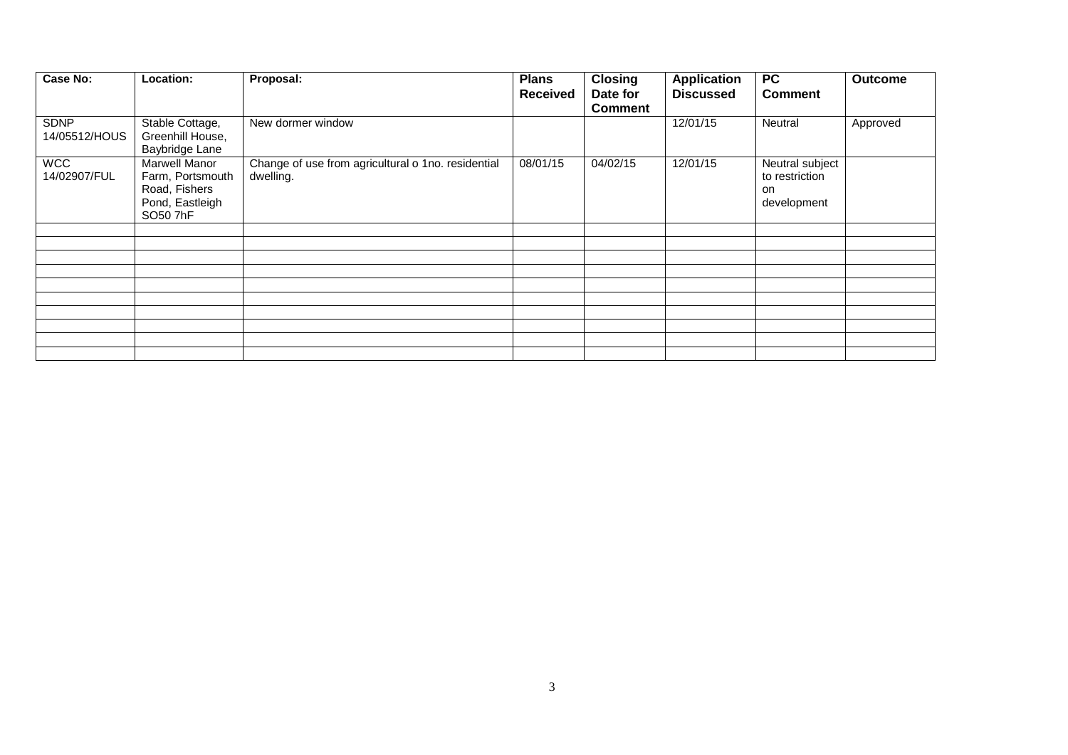| Case No: | Location: | Proposal: | Plans Received | Closing Date for Comment | Application Discussed | PC Comment | Outcome |
|---|---|---|---|---|---|---|---|
| SDNP 14/05512/HOUS | Stable Cottage, Greenhill House, Baybridge Lane | New dormer window | | | 12/01/15 | Neutral | Approved |
| WCC 14/02907/FUL | Marwell Manor Farm, Portsmouth Road, Fishers Pond, Eastleigh SO50 7hF | Change of use from agricultural o 1no. residential dwelling. | 08/01/15 | 04/02/15 | 12/01/15 | Neutral subject to restriction on development | |
| | | | | | | | |
| | | | | | | | |
| | | | | | | | |
| | | | | | | | |
| | | | | | | | |
| | | | | | | | |
| | | | | | | | |
| | | | | | | | |
| | | | | | | | |
| | | | | | | | |